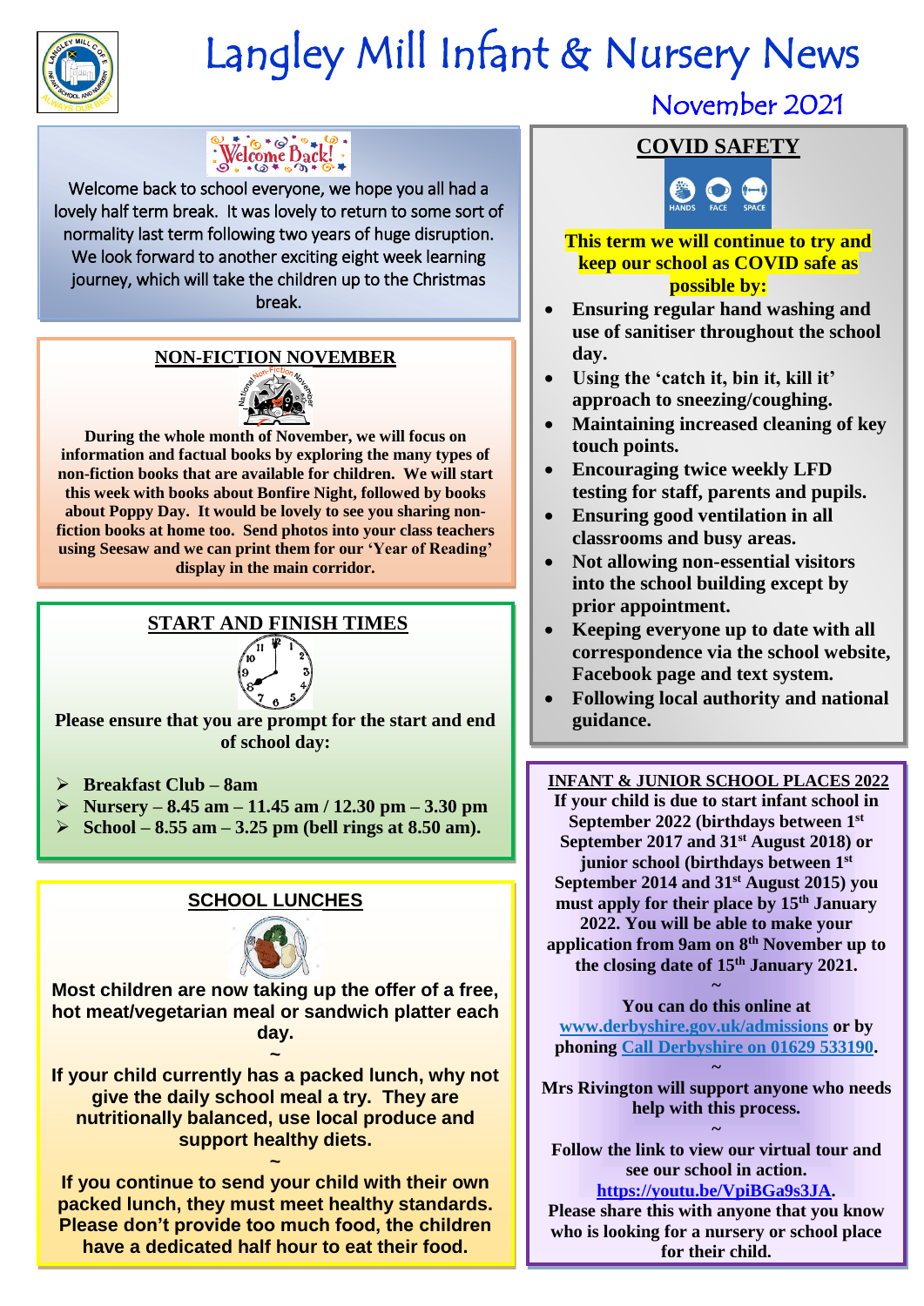# Langley Mill Infant & Nursery News

November 2021

## Welcome Back!

Welcome back to school everyone, we hope you all had a lovely half term break. It was lovely to return to some sort of normality last term following two years of huge disruption. We look forward to another exciting eight week learning journey, which will take the children up to the Christmas break.

## NON-FICTION NOVEMBER

**During the whole month of November, we will focus on information and factual books by exploring the many types of non-fiction books that are available for children. We will start this week with books about Bonfire Night, followed by books about Poppy Day. It would be lovely to see you sharing non-fiction books at home too. Send photos into your class teachers using Seesaw and we can print them for our 'Year of Reading' display in the main corridor.**

## START AND FINISH TIMES

**Please ensure that you are prompt for the start and end of school day:**

- **Breakfast Club – 8am**
- **Nursery – 8.45 am – 11.45 am / 12.30 pm – 3.30 pm**
- **School – 8.55 am – 3.25 pm (bell rings at 8.50 am).**

## SCHOOL LUNCHES

**Most children are now taking up the offer of a free, hot meat/vegetarian meal or sandwich platter each day.**

~

**If your child currently has a packed lunch, why not give the daily school meal a try. They are nutritionally balanced, use local produce and support healthy diets.**

~

**If you continue to send your child with their own packed lunch, they must meet healthy standards. Please don't provide too much food, the children have a dedicated half hour to eat their food.**

## COVID SAFETY

HANDS FACE SPACE

**This term we will continue to try and keep our school as COVID safe as possible by:**

- **Ensuring regular hand washing and use of sanitiser throughout the school day.**
- **Using the 'catch it, bin it, kill it' approach to sneezing/coughing.**
- **Maintaining increased cleaning of key touch points.**
- **Encouraging twice weekly LFD testing for staff, parents and pupils.**
- **Ensuring good ventilation in all classrooms and busy areas.**
- **Not allowing non-essential visitors into the school building except by prior appointment.**
- **Keeping everyone up to date with all correspondence via the school website, Facebook page and text system.**
- **Following local authority and national guidance.**

## INFANT & JUNIOR SCHOOL PLACES 2022

**If your child is due to start infant school in September 2022 (birthdays between 1st September 2017 and 31st August 2018) or junior school (birthdays between 1st September 2014 and 31st August 2015) you must apply for their place by 15th January 2022. You will be able to make your application from 9am on 8th November up to the closing date of 15th January 2021.**

~

**You can do this online at www.derbyshire.gov.uk/admissions or by phoning Call Derbyshire on 01629 533190.**

~

**Mrs Rivington will support anyone who needs help with this process.**

~

**Follow the link to view our virtual tour and see our school in action. https://youtu.be/VpiBGa9s3JA. Please share this with anyone that you know who is looking for a nursery or school place for their child.**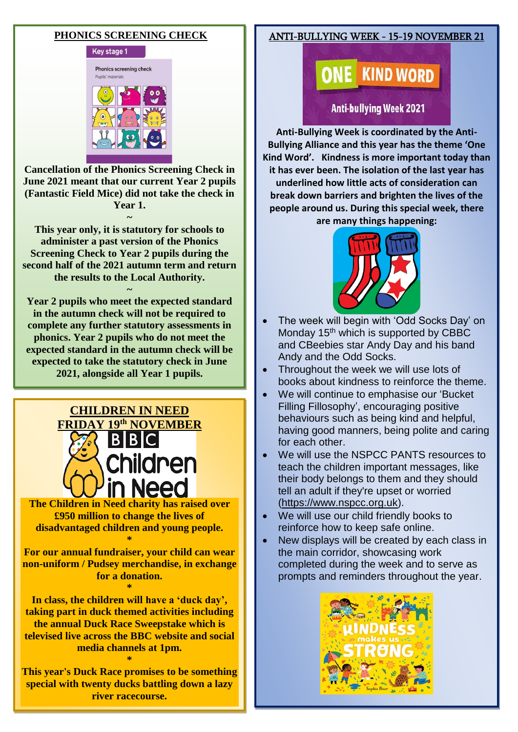## PHONICS SCREENING CHECK

**Cancellation of the Phonics Screening Check in June 2021 meant that our current Year 2 pupils (Fantastic Field Mice) did not take the check in Year 1.**

~

**This year only, it is statutory for schools to administer a past version of the Phonics Screening Check to Year 2 pupils during the second half of the 2021 autumn term and return the results to the Local Authority.**

~

**Year 2 pupils who meet the expected standard in the autumn check will not be required to complete any further statutory assessments in phonics. Year 2 pupils who do not meet the expected standard in the autumn check will be expected to take the statutory check in June 2021, alongside all Year 1 pupils.**

## CHILDREN IN NEED
## FRIDAY 19th NOVEMBER

**The Children in Need charity has raised over £950 million to change the lives of disadvantaged children and young people.**

*

**For our annual fundraiser, your child can wear non-uniform / Pudsey merchandise, in exchange for a donation.**

*

**In class, the children will have a 'duck day', taking part in duck themed activities including the annual Duck Race Sweepstake which is televised live across the BBC website and social media channels at 1pm.**

*

**This year's Duck Race promises to be something special with twenty ducks battling down a lazy river racecourse.**

## ANTI-BULLYING WEEK - 15-19 NOVEMBER 21

**Anti-Bullying Week is coordinated by the Anti-Bullying Alliance and this year has the theme 'One Kind Word'. Kindness is more important today than it has ever been. The isolation of the last year has underlined how little acts of consideration can break down barriers and brighten the lives of the people around us. During this special week, there are many things happening:**

- The week will begin with 'Odd Socks Day' on Monday 15th which is supported by CBBC and CBeebies star Andy Day and his band Andy and the Odd Socks.
- Throughout the week we will use lots of books about kindness to reinforce the theme.
- We will continue to emphasise our 'Bucket Filling Fillosophy', encouraging positive behaviours such as being kind and helpful, having good manners, being polite and caring for each other.
- We will use the NSPCC PANTS resources to teach the children important messages, like their body belongs to them and they should tell an adult if they're upset or worried (https://www.nspcc.org.uk).
- We will use our child friendly books to reinforce how to keep safe online.
- New displays will be created by each class in the main corridor, showcasing work completed during the week and to serve as prompts and reminders throughout the year.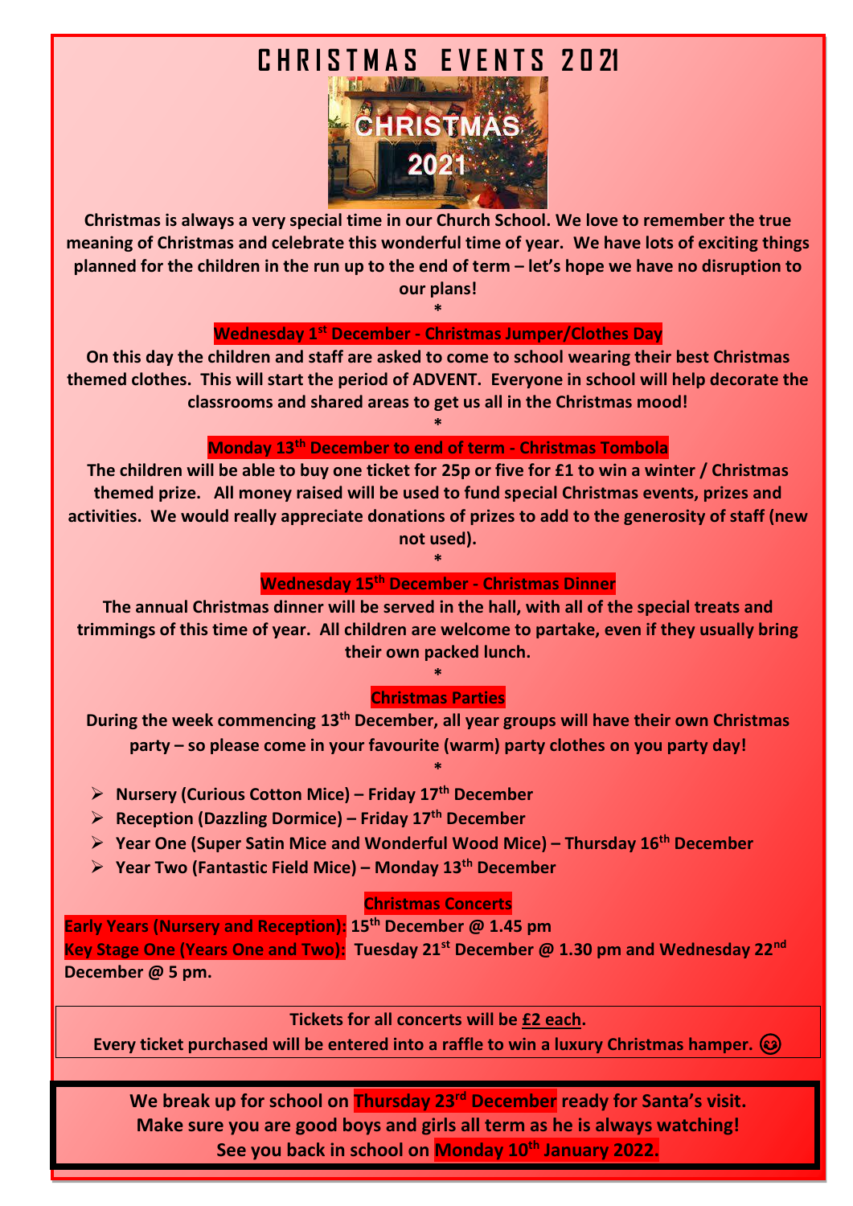# CHRISTMAS EVENTS 2021

**Christmas is always a very special time in our Church School. We love to remember the true meaning of Christmas and celebrate this wonderful time of year. We have lots of exciting things planned for the children in the run up to the end of term – let's hope we have no disruption to our plans!**

*

### Wednesday 1st December - Christmas Jumper/Clothes Day

**On this day the children and staff are asked to come to school wearing their best Christmas themed clothes. This will start the period of ADVENT. Everyone in school will help decorate the classrooms and shared areas to get us all in the Christmas mood!**

*

### Monday 13th December to end of term - Christmas Tombola

**The children will be able to buy one ticket for 25p or five for £1 to win a winter / Christmas themed prize. All money raised will be used to fund special Christmas events, prizes and activities. We would really appreciate donations of prizes to add to the generosity of staff (new not used).**

*

### Wednesday 15th December - Christmas Dinner

**The annual Christmas dinner will be served in the hall, with all of the special treats and trimmings of this time of year. All children are welcome to partake, even if they usually bring their own packed lunch.**

*

### Christmas Parties

**During the week commencing 13th December, all year groups will have their own Christmas party – so please come in your favourite (warm) party clothes on you party day!**

*

- **Nursery (Curious Cotton Mice) – Friday 17th December**
- **Reception (Dazzling Dormice) – Friday 17th December**
- **Year One (Super Satin Mice and Wonderful Wood Mice) – Thursday 16th December**
- **Year Two (Fantastic Field Mice) – Monday 13th December**

### Christmas Concerts

**Early Years (Nursery and Reception): 15th December @ 1.45 pm**
**Key Stage One (Years One and Two): Tuesday 21st December @ 1.30 pm and Wednesday 22nd December @ 5 pm.**

**Tickets for all concerts will be £2 each.**
**Every ticket purchased will be entered into a raffle to win a luxury Christmas hamper. 😉**

**We break up for school on Thursday 23rd December ready for Santa's visit.**
**Make sure you are good boys and girls all term as he is always watching!**
**See you back in school on Monday 10th January 2022.**